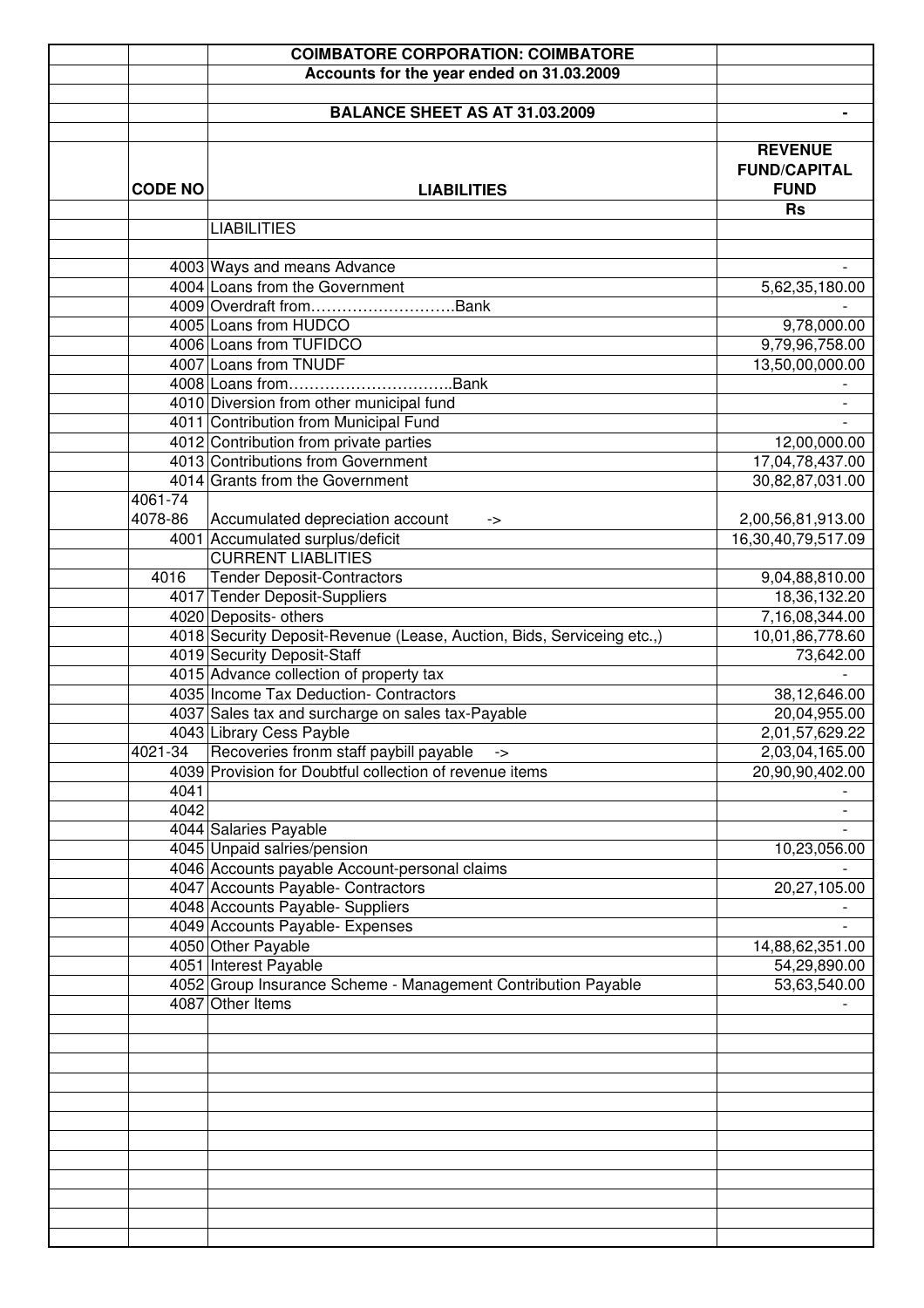# COIMBATORE CORPORATION: COIMBATORE

## Accounts for the year ended on 31.03.2009

### BALANCE SHEET AS AT 31.03.2009

| | CODE NO | LIABILITIES | REVENUE FUND/CAPITAL FUND |
|---|---|---|---|
| | | | Rs |
| | | LIABILITIES | |
| | 4003 | Ways and means Advance | - |
| | 4004 | Loans from the Government | 5,62,35,180.00 |
| | 4009 | Overdraft from……………………….Bank | - |
| | 4005 | Loans from HUDCO | 9,78,000.00 |
| | 4006 | Loans from TUFIDCO | 9,79,96,758.00 |
| | 4007 | Loans from TNUDF | 13,50,00,000.00 |
| | 4008 | Loans from…………………………..Bank | - |
| | 4010 | Diversion from other municipal fund | - |
| | 4011 | Contribution from Municipal Fund | - |
| | 4012 | Contribution from private parties | 12,00,000.00 |
| | 4013 | Contributions from Government | 17,04,78,437.00 |
| | 4014 | Grants from the Government | 30,82,87,031.00 |
| | 4061-74 4078-86 | Accumulated depreciation account -> | 2,00,56,81,913.00 |
| | 4001 | Accumulated surplus/deficit | 16,30,40,79,517.09 |
| | | CURRENT LIABLITIES | |
| | 4016 | Tender Deposit-Contractors | 9,04,88,810.00 |
| | 4017 | Tender Deposit-Suppliers | 18,36,132.20 |
| | 4020 | Deposits- others | 7,16,08,344.00 |
| | 4018 | Security Deposit-Revenue (Lease, Auction, Bids, Serviceing etc.,) | 10,01,86,778.60 |
| | 4019 | Security Deposit-Staff | 73,642.00 |
| | 4015 | Advance collection of property tax | - |
| | 4035 | Income Tax Deduction- Contractors | 38,12,646.00 |
| | 4037 | Sales tax and surcharge on sales tax-Payable | 20,04,955.00 |
| | 4043 | Library Cess Payble | 2,01,57,629.22 |
| | 4021-34 | Recoveries fronm staff paybill payable -> | 2,03,04,165.00 |
| | 4039 | Provision for Doubtful collection of revenue items | 20,90,90,402.00 |
| | 4041 | | - |
| | 4042 | | - |
| | 4044 | Salaries Payable | - |
| | 4045 | Unpaid salries/pension | 10,23,056.00 |
| | 4046 | Accounts payable Account-personal claims | - |
| | 4047 | Accounts Payable- Contractors | 20,27,105.00 |
| | 4048 | Accounts Payable- Suppliers | - |
| | 4049 | Accounts Payable- Expenses | - |
| | 4050 | Other Payable | 14,88,62,351.00 |
| | 4051 | Interest Payable | 54,29,890.00 |
| | 4052 | Group Insurance Scheme - Management Contribution Payable | 53,63,540.00 |
| | 4087 | Other Items | - |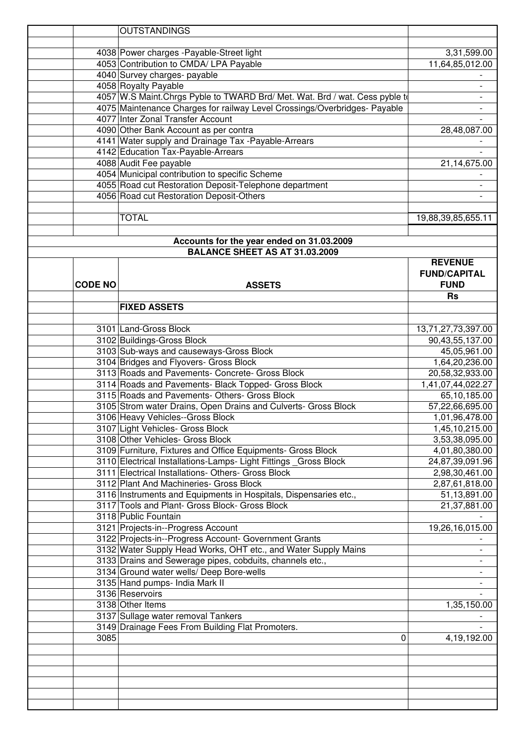| | | OUTSTANDINGS | |
|---|---|---|---|
| | 4038 | Power charges -Payable-Street light | 3,31,599.00 |
| | 4053 | Contribution to CMDA/ LPA Payable | 11,64,85,012.00 |
| | 4040 | Survey charges- payable | - |
| | 4058 | Royalty Payable | - |
| | 4057 | W.S Maint.Chrgs Pyble to TWARD Brd/ Met. Wat. Brd / wat. Cess pyble to | - |
| | 4075 | Maintenance Charges for railway Level Crossings/Overbridges- Payable | - |
| | 4077 | Inter Zonal Transfer Account | - |
| | 4090 | Other Bank Account as per contra | 28,48,087.00 |
| | 4141 | Water supply and Drainage Tax -Payable-Arrears | - |
| | 4142 | Education Tax-Payable-Arrears | - |
| | 4088 | Audit Fee payable | 21,14,675.00 |
| | 4054 | Municipal contribution to specific Scheme | - |
| | 4055 | Road cut Restoration Deposit-Telephone department | - |
| | 4056 | Road cut Restoration Deposit-Others | - |
| | | | |
| | | TOTAL | 19,88,39,85,655.11 |

**Accounts for the year ended on 31.03.2009**

**BALANCE SHEET AS AT 31.03.2009**

| | CODE NO | ASSETS | REVENUE FUND/CAPITAL FUND |
|---|---|---|---|
| | | | Rs |
| | | **FIXED ASSETS** | |
| | 3101 | Land-Gross Block | 13,71,27,73,397.00 |
| | 3102 | Buildings-Gross Block | 90,43,55,137.00 |
| | 3103 | Sub-ways and causeways-Gross Block | 45,05,961.00 |
| | 3104 | Bridges and Flyovers- Gross Block | 1,64,20,236.00 |
| | 3113 | Roads and Pavements- Concrete- Gross Block | 20,58,32,933.00 |
| | 3114 | Roads and Pavements- Black Topped- Gross Block | 1,41,07,44,022.27 |
| | 3115 | Roads and Pavements- Others- Gross Block | 65,10,185.00 |
| | 3105 | Strom water Drains, Open Drains and Culverts- Gross Block | 57,22,66,695.00 |
| | 3106 | Heavy Vehicles--Gross Block | 1,01,96,478.00 |
| | 3107 | Light Vehicles- Gross Block | 1,45,10,215.00 |
| | 3108 | Other Vehicles- Gross Block | 3,53,38,095.00 |
| | 3109 | Furniture, Fixtures and Office Equipments- Gross Block | 4,01,80,380.00 |
| | 3110 | Electrical Installations-Lamps- Light Fittings _Gross Block | 24,87,39,091.96 |
| | 3111 | Electrical Installations- Others- Gross Block | 2,98,30,461.00 |
| | 3112 | Plant And Machineries- Gross Block | 2,87,61,818.00 |
| | 3116 | Instruments and Equipments in Hospitals, Dispensaries etc., | 51,13,891.00 |
| | 3117 | Tools and Plant- Gross Block- Gross Block | 21,37,881.00 |
| | 3118 | Public Fountain | - |
| | 3121 | Projects-in--Progress Account | 19,26,16,015.00 |
| | 3122 | Projects-in--Progress Account- Government Grants | - |
| | 3132 | Water Supply Head Works, OHT etc., and Water Supply Mains | - |
| | 3133 | Drains and Sewerage pipes, cobduits, channels etc., | - |
| | 3134 | Ground water wells/ Deep Bore-wells | - |
| | 3135 | Hand pumps- India Mark II | - |
| | 3136 | Reservoirs | - |
| | 3138 | Other Items | 1,35,150.00 |
| | 3137 | Sullage water removal Tankers | - |
| | 3149 | Drainage Fees From Building Flat Promoters. | - |
| | 3085 | 0 | 4,19,192.00 |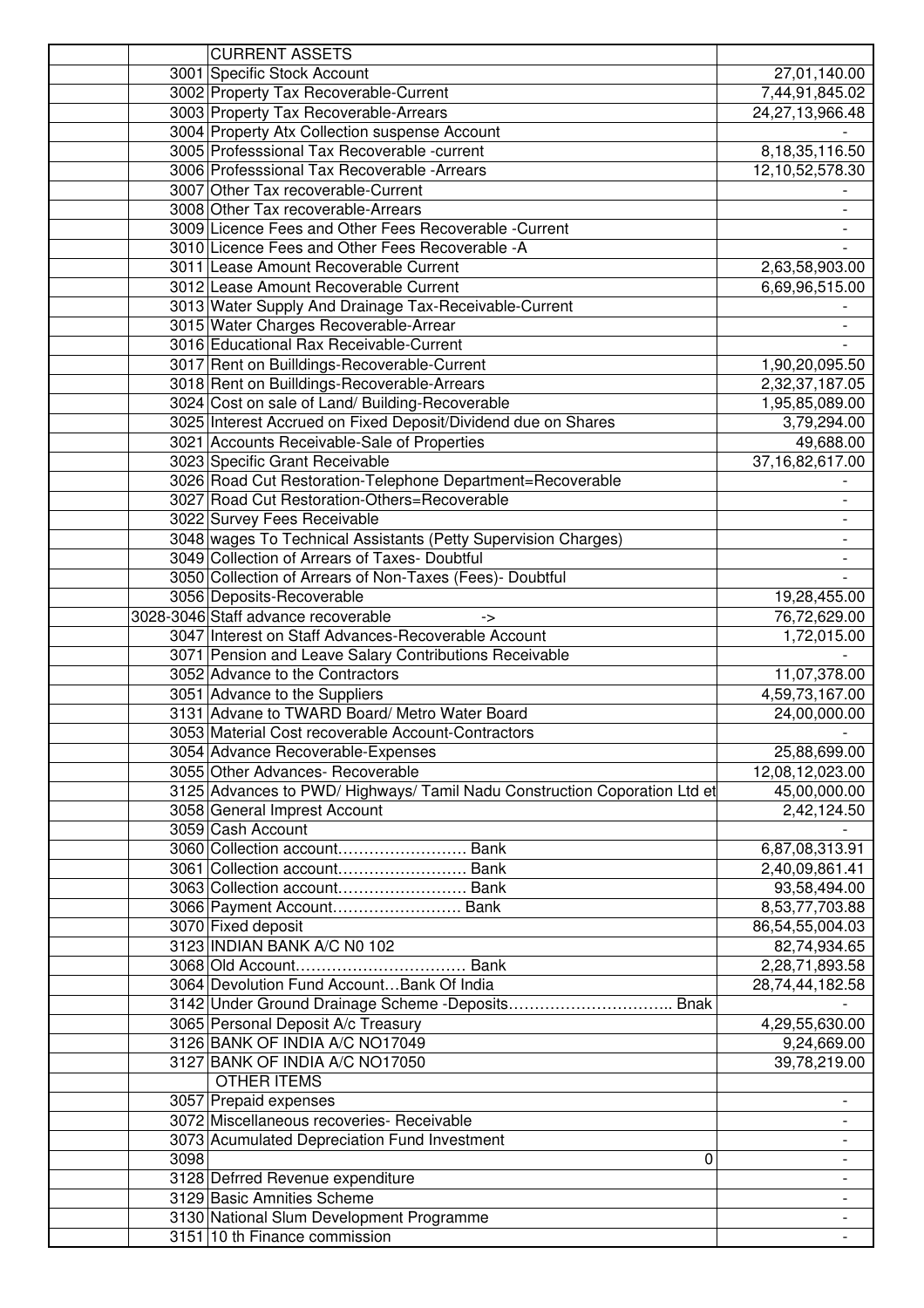| | | CURRENT ASSETS | |
|---|---|---|---|
| | 3001 | Specific Stock Account | 27,01,140.00 |
| | 3002 | Property Tax Recoverable-Current | 7,44,91,845.02 |
| | 3003 | Property Tax Recoverable-Arrears | 24,27,13,966.48 |
| | 3004 | Property Atx Collection suspense Account | - |
| | 3005 | Professsional Tax Recoverable -current | 8,18,35,116.50 |
| | 3006 | Professsional Tax Recoverable -Arrears | 12,10,52,578.30 |
| | 3007 | Other Tax recoverable-Current | - |
| | 3008 | Other Tax recoverable-Arrears | - |
| | 3009 | Licence Fees and Other Fees Recoverable -Current | - |
| | 3010 | Licence Fees and Other Fees Recoverable -A | - |
| | 3011 | Lease Amount Recoverable Current | 2,63,58,903.00 |
| | 3012 | Lease Amount Recoverable Current | 6,69,96,515.00 |
| | 3013 | Water Supply And Drainage Tax-Receivable-Current | - |
| | 3015 | Water Charges Recoverable-Arrear | - |
| | 3016 | Educational Rax Receivable-Current | - |
| | 3017 | Rent on Builldings-Recoverable-Current | 1,90,20,095.50 |
| | 3018 | Rent on Builldings-Recoverable-Arrears | 2,32,37,187.05 |
| | 3024 | Cost on sale of Land/ Building-Recoverable | 1,95,85,089.00 |
| | 3025 | Interest Accrued on Fixed Deposit/Dividend due on Shares | 3,79,294.00 |
| | 3021 | Accounts Receivable-Sale of Properties | 49,688.00 |
| | 3023 | Specific Grant Receivable | 37,16,82,617.00 |
| | 3026 | Road Cut Restoration-Telephone Department=Recoverable | - |
| | 3027 | Road Cut Restoration-Others=Recoverable | - |
| | 3022 | Survey Fees Receivable | - |
| | 3048 | wages To Technical Assistants (Petty Supervision Charges) | - |
| | 3049 | Collection of Arrears of Taxes- Doubtful | - |
| | 3050 | Collection of Arrears of Non-Taxes (Fees)- Doubtful | - |
| | 3056 | Deposits-Recoverable | 19,28,455.00 |
| | 3028-3046 | Staff advance recoverable -> | 76,72,629.00 |
| | 3047 | Interest on Staff Advances-Recoverable Account | 1,72,015.00 |
| | 3071 | Pension and Leave Salary Contributions Receivable | - |
| | 3052 | Advance to the Contractors | 11,07,378.00 |
| | 3051 | Advance to the Suppliers | 4,59,73,167.00 |
| | 3131 | Advane to TWARD Board/ Metro Water Board | 24,00,000.00 |
| | 3053 | Material Cost recoverable Account-Contractors | - |
| | 3054 | Advance Recoverable-Expenses | 25,88,699.00 |
| | 3055 | Other Advances- Recoverable | 12,08,12,023.00 |
| | 3125 | Advances to PWD/ Highways/ Tamil Nadu Construction Coporation Ltd et | 45,00,000.00 |
| | 3058 | General Imprest Account | 2,42,124.50 |
| | 3059 | Cash Account | - |
| | 3060 | Collection account……………………. Bank | 6,87,08,313.91 |
| | 3061 | Collection account……………………. Bank | 2,40,09,861.41 |
| | 3063 | Collection account……………………. Bank | 93,58,494.00 |
| | 3066 | Payment Account……………………. Bank | 8,53,77,703.88 |
| | 3070 | Fixed deposit | 86,54,55,004.03 |
| | 3123 | INDIAN BANK A/C N0 102 | 82,74,934.65 |
| | 3068 | Old Account…………………………… Bank | 2,28,71,893.58 |
| | 3064 | Devolution Fund Account…Bank Of India | 28,74,44,182.58 |
| | 3142 | Under Ground Drainage Scheme -Deposits………………………….. Bnak | - |
| | 3065 | Personal Deposit A/c Treasury | 4,29,55,630.00 |
| | 3126 | BANK OF INDIA A/C NO17049 | 9,24,669.00 |
| | 3127 | BANK OF INDIA A/C NO17050 | 39,78,219.00 |
| | | OTHER ITEMS | |
| | 3057 | Prepaid expenses | - |
| | 3072 | Miscellaneous recoveries- Receivable | - |
| | 3073 | Acumulated Depreciation Fund Investment | - |
| | 3098 | 0 | - |
| | 3128 | Defrred Revenue expenditure | - |
| | 3129 | Basic Amnities Scheme | - |
| | 3130 | National Slum Development Programme | - |
| | 3151 | 10 th Finance commission | - |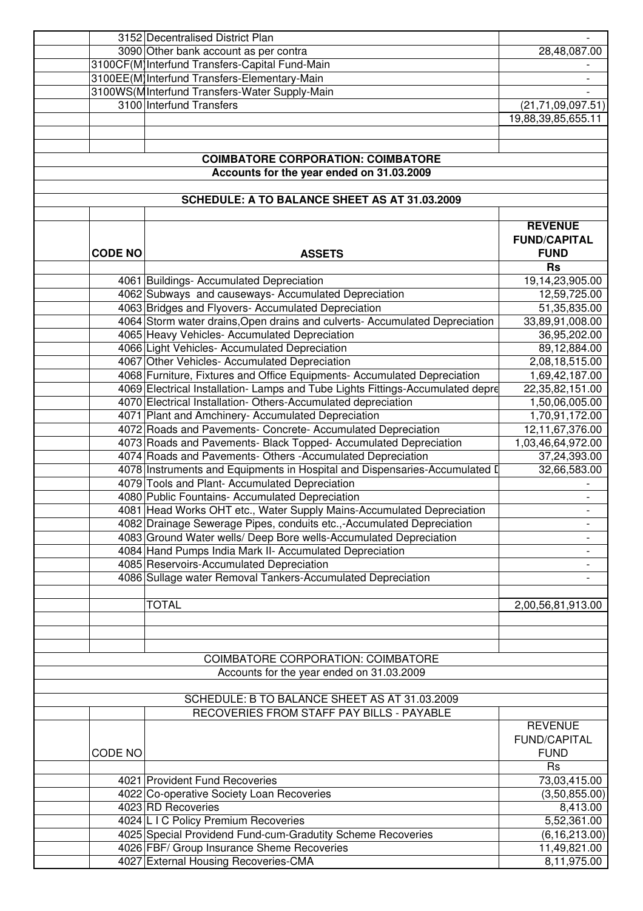| | | | |
|---|---|---|---|
| | 3152 | Decentralised District Plan | - |
| | 3090 | Other bank account as per contra | 28,48,087.00 |
| | 3100CF(M) | Interfund Transfers-Capital Fund-Main | - |
| | 3100EE(M) | Interfund Transfers-Elementary-Main | - |
| | 3100WS(M | Interfund Transfers-Water Supply-Main | - |
| | 3100 | Interfund Transfers | (21,71,09,097.51) |
| | | | 19,88,39,85,655.11 |

## COIMBATORE CORPORATION: COIMBATORE

**Accounts for the year ended on 31.03.2009**

**SCHEDULE: A TO BALANCE SHEET AS AT 31.03.2009**

| CODE NO | ASSETS | REVENUE FUND/CAPITAL FUND |
|---|---|---|
| | | Rs |
| 4061 | Buildings- Accumulated Depreciation | 19,14,23,905.00 |
| 4062 | Subways and causeways- Accumulated Depreciation | 12,59,725.00 |
| 4063 | Bridges and Flyovers- Accumulated Depreciation | 51,35,835.00 |
| 4064 | Storm water drains,Open drains and culverts- Accumulated Depreciation | 33,89,91,008.00 |
| 4065 | Heavy Vehicles- Accumulated Depreciation | 36,95,202.00 |
| 4066 | Light Vehicles- Accumulated Depreciation | 89,12,884.00 |
| 4067 | Other Vehicles- Accumulated Depreciation | 2,08,18,515.00 |
| 4068 | Furniture, Fixtures and Office Equipments- Accumulated Depreciation | 1,69,42,187.00 |
| 4069 | Electrical Installation- Lamps and Tube Lights Fittings-Accumulated depre | 22,35,82,151.00 |
| 4070 | Electrical Installation- Others-Accumulated depreciation | 1,50,06,005.00 |
| 4071 | Plant and Amchinery- Accumulated Depreciation | 1,70,91,172.00 |
| 4072 | Roads and Pavements- Concrete- Accumulated Depreciation | 12,11,67,376.00 |
| 4073 | Roads and Pavements- Black Topped- Accumulated Depreciation | 1,03,46,64,972.00 |
| 4074 | Roads and Pavements- Others -Accumulated Depreciation | 37,24,393.00 |
| 4078 | Instruments and Equipments in Hospital and Dispensaries-Accumulated D | 32,66,583.00 |
| 4079 | Tools and Plant- Accumulated Depreciation | - |
| 4080 | Public Fountains- Accumulated Depreciation | - |
| 4081 | Head Works OHT etc., Water Supply Mains-Accumulated Depreciation | - |
| 4082 | Drainage Sewerage Pipes, conduits etc.,-Accumulated Depreciation | - |
| 4083 | Ground Water wells/ Deep Bore wells-Accumulated Depreciation | - |
| 4084 | Hand Pumps India Mark II- Accumulated Depreciation | - |
| 4085 | Reservoirs-Accumulated Depreciation | - |
| 4086 | Sullage water Removal Tankers-Accumulated Depreciation | - |
| | TOTAL | 2,00,56,81,913.00 |

## COIMBATORE CORPORATION: COIMBATORE

Accounts for the year ended on 31.03.2009

SCHEDULE: B TO BALANCE SHEET AS AT 31.03.2009

RECOVERIES FROM STAFF PAY BILLS - PAYABLE

| CODE NO | | REVENUE FUND/CAPITAL FUND |
|---|---|---|
| | | Rs |
| 4021 | Provident Fund Recoveries | 73,03,415.00 |
| 4022 | Co-operative Society Loan Recoveries | (3,50,855.00) |
| 4023 | RD Recoveries | 8,413.00 |
| 4024 | L I C Policy Premium Recoveries | 5,52,361.00 |
| 4025 | Special Providend Fund-cum-Gradutity Scheme Recoveries | (6,16,213.00) |
| 4026 | FBF/ Group Insurance Sheme Recoveries | 11,49,821.00 |
| 4027 | External Housing Recoveries-CMA | 8,11,975.00 |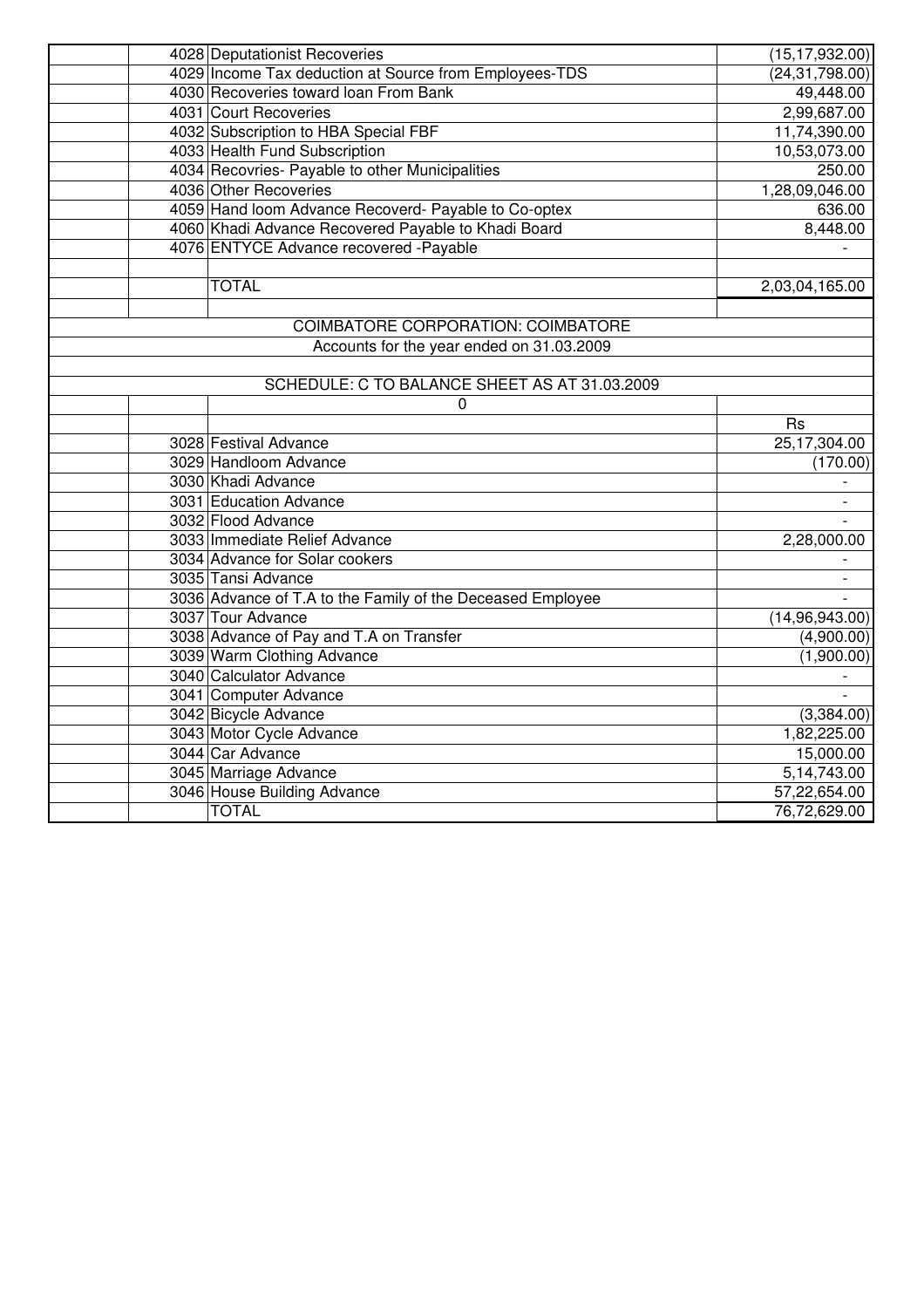| | | | |
|---|---|---|---|
| | 4028 | Deputationist Recoveries | (15,17,932.00) |
| | 4029 | Income Tax deduction at Source from Employees-TDS | (24,31,798.00) |
| | 4030 | Recoveries toward loan From Bank | 49,448.00 |
| | 4031 | Court Recoveries | 2,99,687.00 |
| | 4032 | Subscription to HBA Special FBF | 11,74,390.00 |
| | 4033 | Health Fund Subscription | 10,53,073.00 |
| | 4034 | Recovries- Payable to other Municipalities | 250.00 |
| | 4036 | Other Recoveries | 1,28,09,046.00 |
| | 4059 | Hand loom Advance Recoverd- Payable to Co-optex | 636.00 |
| | 4060 | Khadi Advance Recovered Payable to Khadi Board | 8,448.00 |
| | 4076 | ENTYCE Advance recovered -Payable | - |
| | | | |
| | | TOTAL | 2,03,04,165.00 |

COIMBATORE CORPORATION: COIMBATORE

Accounts for the year ended on 31.03.2009

SCHEDULE: C TO BALANCE SHEET AS AT 31.03.2009

| | | 0 | |
|---|---|---|---|
| | | | Rs |
| | 3028 | Festival Advance | 25,17,304.00 |
| | 3029 | Handloom Advance | (170.00) |
| | 3030 | Khadi Advance | - |
| | 3031 | Education Advance | - |
| | 3032 | Flood Advance | - |
| | 3033 | Immediate Relief Advance | 2,28,000.00 |
| | 3034 | Advance for Solar cookers | - |
| | 3035 | Tansi Advance | - |
| | 3036 | Advance of T.A to the Family of the Deceased Employee | - |
| | 3037 | Tour Advance | (14,96,943.00) |
| | 3038 | Advance of Pay and T.A on Transfer | (4,900.00) |
| | 3039 | Warm Clothing Advance | (1,900.00) |
| | 3040 | Calculator Advance | - |
| | 3041 | Computer Advance | - |
| | 3042 | Bicycle Advance | (3,384.00) |
| | 3043 | Motor Cycle Advance | 1,82,225.00 |
| | 3044 | Car Advance | 15,000.00 |
| | 3045 | Marriage Advance | 5,14,743.00 |
| | 3046 | House Building Advance | 57,22,654.00 |
| | | TOTAL | 76,72,629.00 |